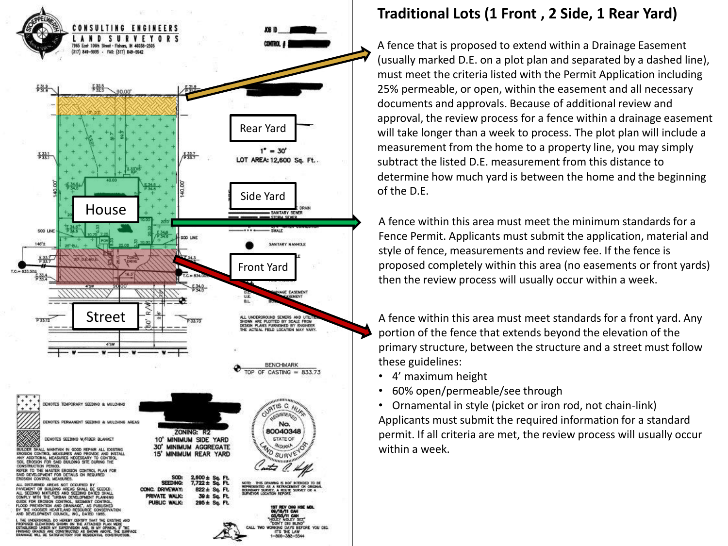# Traditional Lots (1 Front , 2 Side, 1 Rear Yard)

A fence that is proposed to extend within a Drainage Easement (usually marked D.E. on a plot plan and separated by a dashed line), must meet the criteria listed with the Permit Application including 25% permeable, or open, within the easement and all necessary documents and approvals. Because of additional review and approval, the review process for a fence within a drainage easement will take longer than a week to process. The plot plan will include a measurement from the home to a property line, you may simply subtract the listed D.E. measurement from this distance to determine how much yard is between the home and the beginning of the D.E.

A fence within this area must meet the minimum standards for a Fence Permit. Applicants must submit the application, material and style of fence, measurements and review fee. If the fence is proposed completely within this area (no easements or front yards) then the review process will usually occur within a week.

A fence within this area must meet standards for a front yard. Any portion of the fence that extends beyond the elevation of the primary structure, between the structure and a street must follow these guidelines:

- 4’ maximum height
- 60% open/permeable/see through
- Ornamental in style (picket or iron rod, not chain-link)

Applicants must submit the required information for a standard permit. If all criteria are met, the review process will usually occur within a week.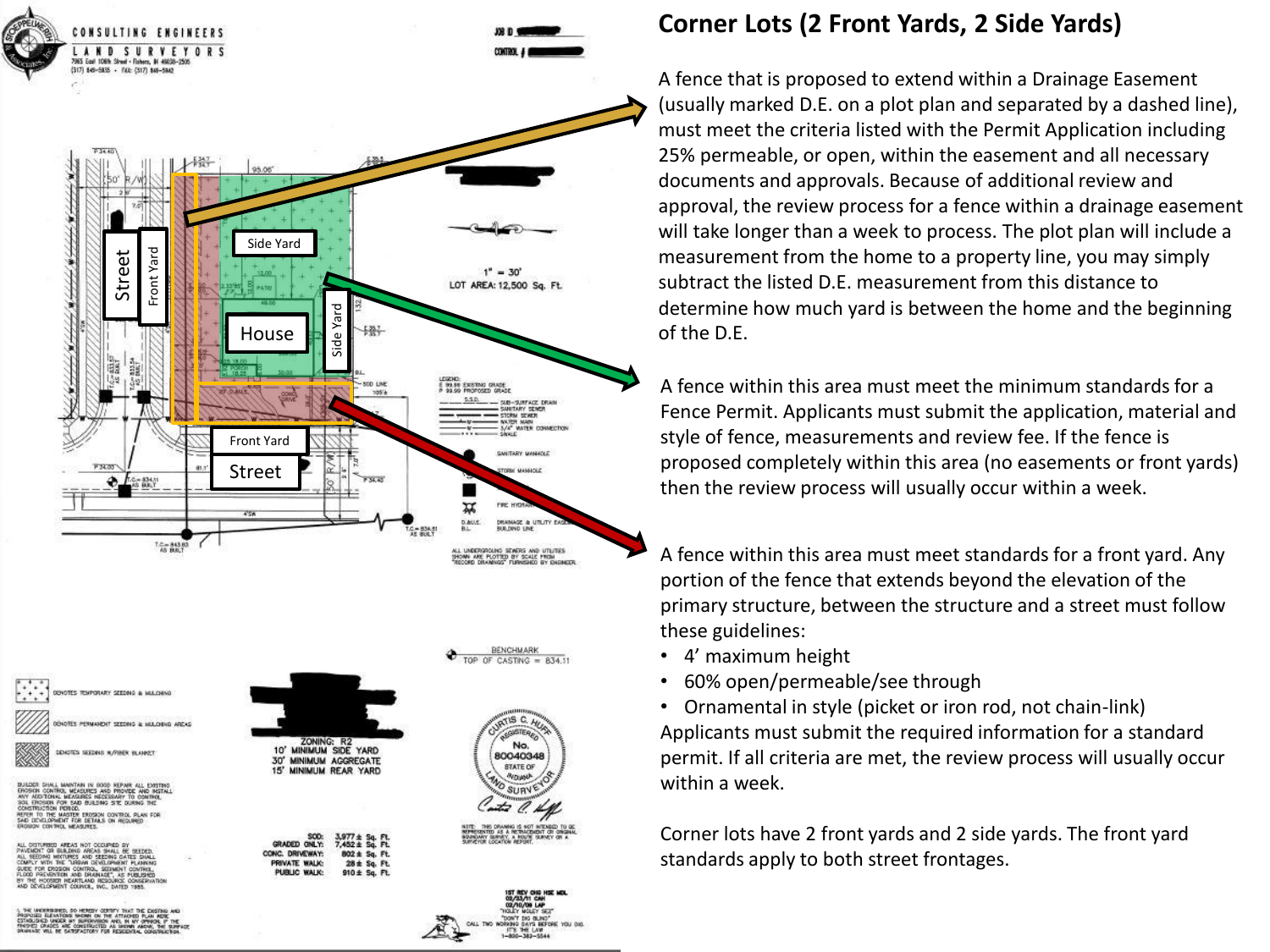## Corner Lots (2 Front Yards, 2 Side Yards)

A fence that is proposed to extend within a Drainage Easement (usually marked D.E. on a plot plan and separated by a dashed line), must meet the criteria listed with the Permit Application including 25% permeable, or open, within the easement and all necessary documents and approvals. Because of additional review and approval, the review process for a fence within a drainage easement will take longer than a week to process. The plot plan will include a measurement from the home to a property line, you may simply subtract the listed D.E. measurement from this distance to determine how much yard is between the home and the beginning of the D.E.

A fence within this area must meet the minimum standards for a Fence Permit. Applicants must submit the application, material and style of fence, measurements and review fee. If the fence is proposed completely within this area (no easements or front yards) then the review process will usually occur within a week.

A fence within this area must meet standards for a front yard. Any portion of the fence that extends beyond the elevation of the primary structure, between the structure and a street must follow these guidelines:

- 4' maximum height
- 60% open/permeable/see through
- Ornamental in style (picket or iron rod, not chain-link)

Applicants must submit the required information for a standard permit. If all criteria are met, the review process will usually occur within a week.

Corner lots have 2 front yards and 2 side yards. The front yard standards apply to both street frontages.